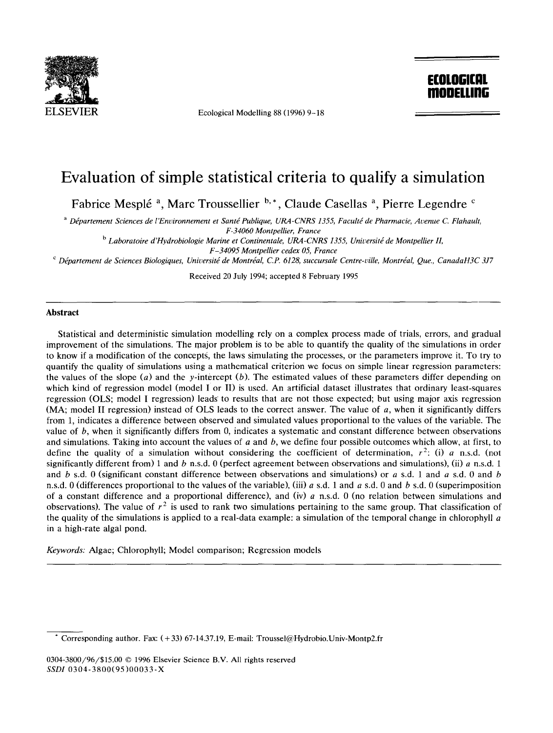# Evaluation of simple statistical criteria to qualify a simulation

Fabrice Mesplé [a], Marc Troussellier [b,*], Claude Casellas [a], Pierre Legendre [c]

[a] Département Sciences de l'Environnement et Santé Publique, URA-CNRS 1355, Faculté de Pharmacie, Avenue C. Flahault, F-34060 Montpellier, France

[b] Laboratoire d'Hydrobiologie Marine et Continentale, URA-CNRS 1355, Université de Montpellier II, F-34095 Montpellier cedex 05, France

[c] Département de Sciences Biologiques, Université de Montréal, C.P. 6128, succursale Centre-ville, Montréal, Que., CanadaH3C 3J7

Received 20 July 1994; accepted 8 February 1995

## Abstract

Statistical and deterministic simulation modelling rely on a complex process made of trials, errors, and gradual improvement of the simulations. The major problem is to be able to quantify the quality of the simulations in order to know if a modification of the concepts, the laws simulating the processes, or the parameters improve it. To try to quantify the quality of simulations using a mathematical criterion we focus on simple linear regression parameters: the values of the slope ($a$) and the y-intercept ($b$). The estimated values of these parameters differ depending on which kind of regression model (model I or II) is used. An artificial dataset illustrates that ordinary least-squares regression (OLS; model I regression) leads to results that are not those expected; but using major axis regression (MA; model II regression) instead of OLS leads to the correct answer. The value of $a$, when it significantly differs from 1, indicates a difference between observed and simulated values proportional to the values of the variable. The value of $b$, when it significantly differs from 0, indicates a systematic and constant difference between observations and simulations. Taking into account the values of $a$ and $b$, we define four possible outcomes which allow, at first, to define the quality of a simulation without considering the coefficient of determination, $r^2$: (i) $a$ n.s.d. (not significantly different from) 1 and $b$ n.s.d. 0 (perfect agreement between observations and simulations), (ii) $a$ n.s.d. 1 and $b$ s.d. 0 (significant constant difference between observations and simulations) or $a$ s.d. 1 and $a$ s.d. 0 and $b$ n.s.d. 0 (differences proportional to the values of the variable), (iii) $a$ s.d. 1 and $a$ s.d. 0 and $b$ s.d. 0 (superimposition of a constant difference and a proportional difference), and (iv) $a$ n.s.d. 0 (no relation between simulations and observations). The value of $r^2$ is used to rank two simulations pertaining to the same group. That classification of the quality of the simulations is applied to a real-data example: a simulation of the temporal change in chlorophyll $a$ in a high-rate algal pond.

*Keywords:* Algae; Chlorophyll; Model comparison; Regression models

---

* Corresponding author. Fax: (+33) 67-14.37.19, E-mail: Troussel@Hydrobio.Univ-Montp2.fr

0304-3800/96/$15.00 © 1996 Elsevier Science B.V. All rights reserved
*SSDI* 0304-3800(95)00033-X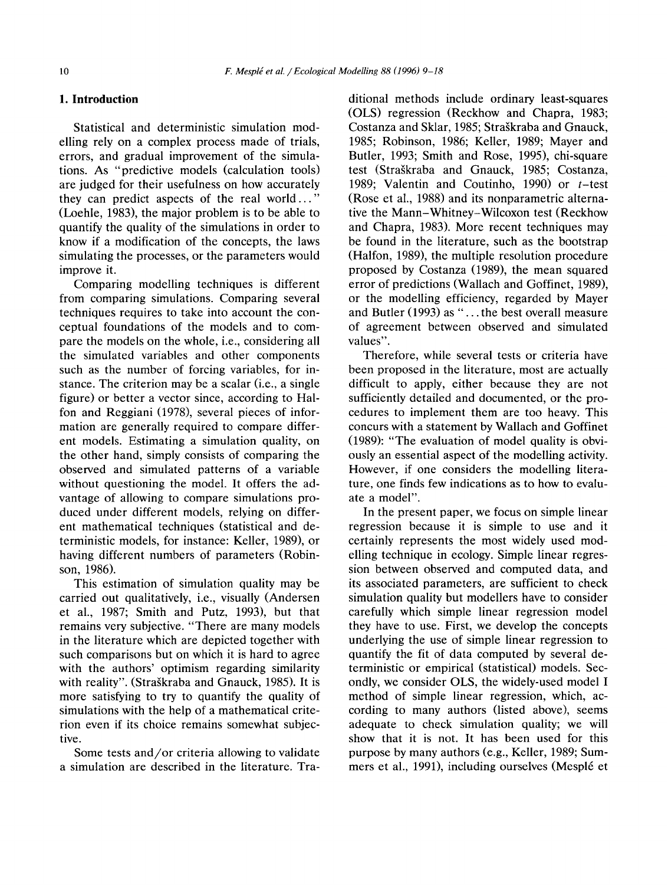## 1. Introduction

Statistical and deterministic simulation modelling rely on a complex process made of trials, errors, and gradual improvement of the simulations. As "predictive models (calculation tools) are judged for their usefulness on how accurately they can predict aspects of the real world..." (Loehle, 1983), the major problem is to be able to quantify the quality of the simulations in order to know if a modification of the concepts, the laws simulating the processes, or the parameters would improve it.

Comparing modelling techniques is different from comparing simulations. Comparing several techniques requires to take into account the conceptual foundations of the models and to compare the models on the whole, i.e., considering all the simulated variables and other components such as the number of forcing variables, for instance. The criterion may be a scalar (i.e., a single figure) or better a vector since, according to Halfon and Reggiani (1978), several pieces of information are generally required to compare different models. Estimating a simulation quality, on the other hand, simply consists of comparing the observed and simulated patterns of a variable without questioning the model. It offers the advantage of allowing to compare simulations produced under different models, relying on different mathematical techniques (statistical and deterministic models, for instance: Keller, 1989), or having different numbers of parameters (Robinson, 1986).

This estimation of simulation quality may be carried out qualitatively, i.e., visually (Andersen et al., 1987; Smith and Putz, 1993), but that remains very subjective. "There are many models in the literature which are depicted together with such comparisons but on which it is hard to agree with the authors' optimism regarding similarity with reality". (Straškraba and Gnauck, 1985). It is more satisfying to try to quantify the quality of simulations with the help of a mathematical criterion even if its choice remains somewhat subjective.

Some tests and/or criteria allowing to validate a simulation are described in the literature. Traditional methods include ordinary least-squares (OLS) regression (Reckhow and Chapra, 1983; Costanza and Sklar, 1985; Straškraba and Gnauck, 1985; Robinson, 1986; Keller, 1989; Mayer and Butler, 1993; Smith and Rose, 1995), chi-square test (Straškraba and Gnauck, 1985; Costanza, 1989; Valentin and Coutinho, 1990) or $t$–test (Rose et al., 1988) and its nonparametric alternative the Mann–Whitney–Wilcoxon test (Reckhow and Chapra, 1983). More recent techniques may be found in the literature, such as the bootstrap (Halfon, 1989), the multiple resolution procedure proposed by Costanza (1989), the mean squared error of predictions (Wallach and Goffinet, 1989), or the modelling efficiency, regarded by Mayer and Butler (1993) as "...the best overall measure of agreement between observed and simulated values".

Therefore, while several tests or criteria have been proposed in the literature, most are actually difficult to apply, either because they are not sufficiently detailed and documented, or the procedures to implement them are too heavy. This concurs with a statement by Wallach and Goffinet (1989): "The evaluation of model quality is obviously an essential aspect of the modelling activity. However, if one considers the modelling literature, one finds few indications as to how to evaluate a model".

In the present paper, we focus on simple linear regression because it is simple to use and it certainly represents the most widely used modelling technique in ecology. Simple linear regression between observed and computed data, and its associated parameters, are sufficient to check simulation quality but modellers have to consider carefully which simple linear regression model they have to use. First, we develop the concepts underlying the use of simple linear regression to quantify the fit of data computed by several deterministic or empirical (statistical) models. Secondly, we consider OLS, the widely-used model I method of simple linear regression, which, according to many authors (listed above), seems adequate to check simulation quality; we will show that it is not. It has been used for this purpose by many authors (e.g., Keller, 1989; Summers et al., 1991), including ourselves (Mesplé et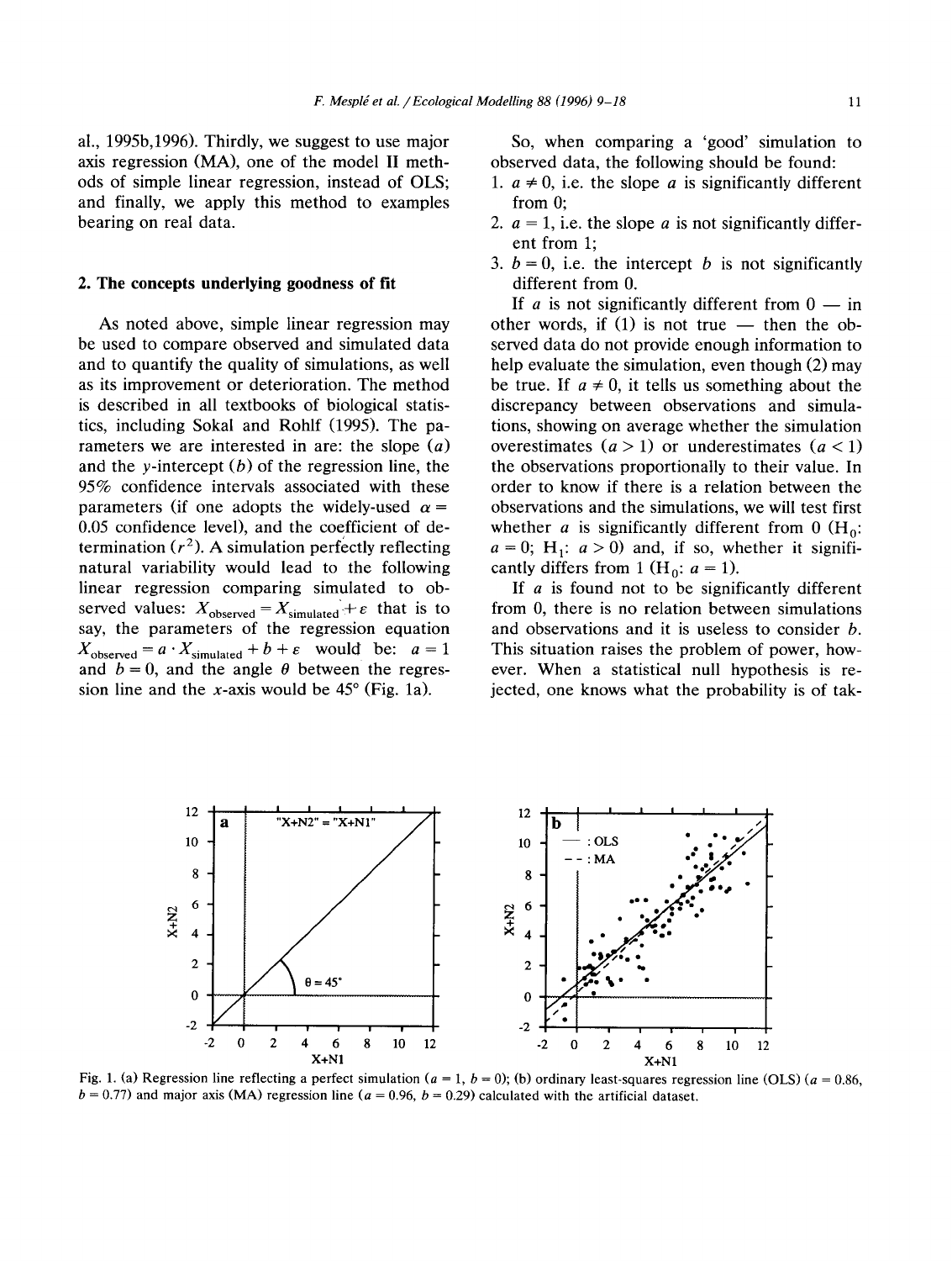al., 1995b,1996). Thirdly, we suggest to use major axis regression (MA), one of the model II methods of simple linear regression, instead of OLS; and finally, we apply this method to examples bearing on real data.

## 2. The concepts underlying goodness of fit

As noted above, simple linear regression may be used to compare observed and simulated data and to quantify the quality of simulations, as well as its improvement or deterioration. The method is described in all textbooks of biological statistics, including Sokal and Rohlf (1995). The parameters we are interested in are: the slope ($a$) and the $y$-intercept ($b$) of the regression line, the 95% confidence intervals associated with these parameters (if one adopts the widely-used $\alpha = 0.05$ confidence level), and the coefficient of determination ($r^2$). A simulation perfectly reflecting natural variability would lead to the following linear regression comparing simulated to observed values: $X_{\text{observed}} = X_{\text{simulated}} + \varepsilon$ that is to say, the parameters of the regression equation $X_{\text{observed}} = a \cdot X_{\text{simulated}} + b + \varepsilon$ would be: $a = 1$ and $b = 0$, and the angle $\theta$ between the regression line and the $x$-axis would be 45° (Fig. 1a).

So, when comparing a 'good' simulation to observed data, the following should be found:

1. $a \neq 0$, i.e. the slope $a$ is significantly different from 0;
2. $a = 1$, i.e. the slope $a$ is not significantly different from 1;
3. $b = 0$, i.e. the intercept $b$ is not significantly different from 0.

If $a$ is not significantly different from 0 — in other words, if (1) is not true — then the observed data do not provide enough information to help evaluate the simulation, even though (2) may be true. If $a \neq 0$, it tells us something about the discrepancy between observations and simulations, showing on average whether the simulation overestimates ($a > 1$) or underestimates ($a < 1$) the observations proportionally to their value. In order to know if there is a relation between the observations and the simulations, we will test first whether $a$ is significantly different from 0 ($H_0$: $a = 0$; $H_1$: $a > 0$) and, if so, whether it significantly differs from 1 ($H_0$: $a = 1$).

If $a$ is found not to be significantly different from 0, there is no relation between simulations and observations and it is useless to consider $b$. This situation raises the problem of power, however. When a statistical null hypothesis is rejected, one knows what the probability is of tak-

Fig. 1. (a) Regression line reflecting a perfect simulation ($a = 1$, $b = 0$); (b) ordinary least-squares regression line (OLS) ($a = 0.86$, $b = 0.77$) and major axis (MA) regression line ($a = 0.96$, $b = 0.29$) calculated with the artificial dataset.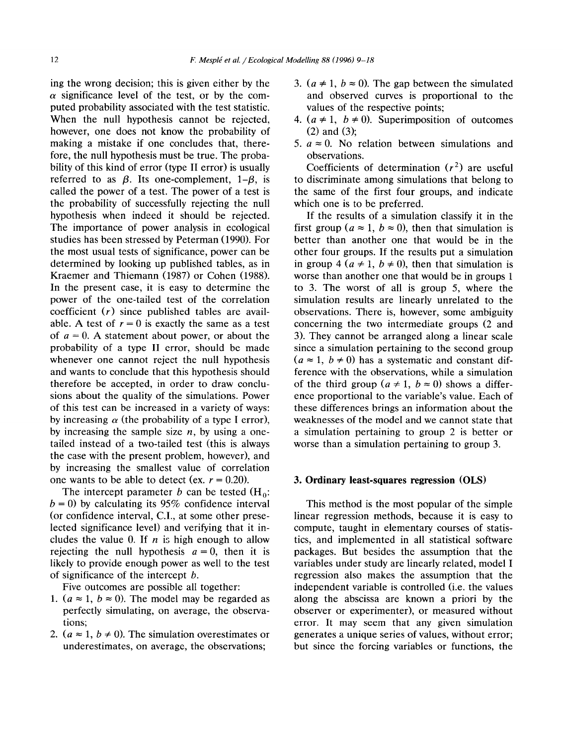ing the wrong decision; this is given either by the $\alpha$ significance level of the test, or by the computed probability associated with the test statistic. When the null hypothesis cannot be rejected, however, one does not know the probability of making a mistake if one concludes that, therefore, the null hypothesis must be true. The probability of this kind of error (type II error) is usually referred to as $\beta$. Its one-complement, $1-\beta$, is called the power of a test. The power of a test is the probability of successfully rejecting the null hypothesis when indeed it should be rejected. The importance of power analysis in ecological studies has been stressed by Peterman (1990). For the most usual tests of significance, power can be determined by looking up published tables, as in Kraemer and Thiemann (1987) or Cohen (1988). In the present case, it is easy to determine the power of the one-tailed test of the correlation coefficient ($r$) since published tables are available. A test of $r = 0$ is exactly the same as a test of $a = 0$. A statement about power, or about the probability of a type II error, should be made whenever one cannot reject the null hypothesis and wants to conclude that this hypothesis should therefore be accepted, in order to draw conclusions about the quality of the simulations. Power of this test can be increased in a variety of ways: by increasing $\alpha$ (the probability of a type I error), by increasing the sample size $n$, by using a one-tailed instead of a two-tailed test (this is always the case with the present problem, however), and by increasing the smallest value of correlation one wants to be able to detect (ex. $r = 0.20$).

The intercept parameter $b$ can be tested ($H_0$: $b = 0$) by calculating its 95% confidence interval (or confidence interval, C.I., at some other preselected significance level) and verifying that it includes the value 0. If $n$ is high enough to allow rejecting the null hypothesis $a = 0$, then it is likely to provide enough power as well to the test of significance of the intercept $b$.

Five outcomes are possible all together:

1. ($a \approx 1$, $b \approx 0$). The model may be regarded as perfectly simulating, on average, the observations;
2. ($a \approx 1$, $b \neq 0$). The simulation overestimates or underestimates, on average, the observations;
3. ($a \neq 1$, $b \approx 0$). The gap between the simulated and observed curves is proportional to the values of the respective points;
4. ($a \neq 1$, $b \neq 0$). Superimposition of outcomes (2) and (3);
5. $a \approx 0$. No relation between simulations and observations.

Coefficients of determination ($r^2$) are useful to discriminate among simulations that belong to the same of the first four groups, and indicate which one is to be preferred.

If the results of a simulation classify it in the first group ($a \approx 1$, $b \approx 0$), then that simulation is better than another one that would be in the other four groups. If the results put a simulation in group 4 ($a \neq 1$, $b \neq 0$), then that simulation is worse than another one that would be in groups 1 to 3. The worst of all is group 5, where the simulation results are linearly unrelated to the observations. There is, however, some ambiguity concerning the two intermediate groups (2 and 3). They cannot be arranged along a linear scale since a simulation pertaining to the second group ($a \approx 1$, $b \neq 0$) has a systematic and constant difference with the observations, while a simulation of the third group ($a \neq 1$, $b \approx 0$) shows a difference proportional to the variable's value. Each of these differences brings an information about the weaknesses of the model and we cannot state that a simulation pertaining to group 2 is better or worse than a simulation pertaining to group 3.

## 3. Ordinary least-squares regression (OLS)

This method is the most popular of the simple linear regression methods, because it is easy to compute, taught in elementary courses of statistics, and implemented in all statistical software packages. But besides the assumption that the variables under study are linearly related, model I regression also makes the assumption that the independent variable is controlled (i.e. the values along the abscissa are known a priori by the observer or experimenter), or measured without error. It may seem that any given simulation generates a unique series of values, without error; but since the forcing variables or functions, the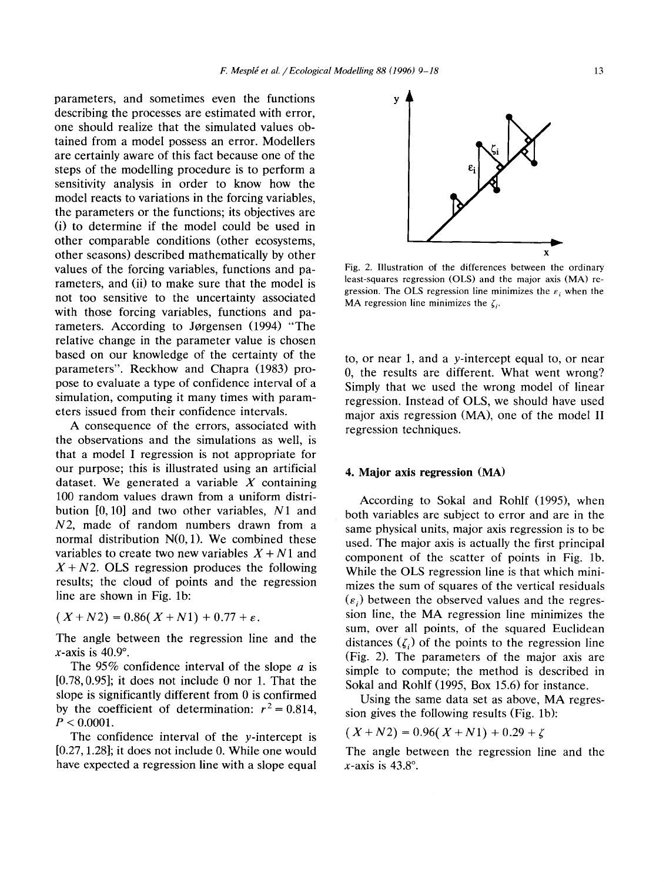parameters, and sometimes even the functions describing the processes are estimated with error, one should realize that the simulated values obtained from a model possess an error. Modellers are certainly aware of this fact because one of the steps of the modelling procedure is to perform a sensitivity analysis in order to know how the model reacts to variations in the forcing variables, the parameters or the functions; its objectives are (i) to determine if the model could be used in other comparable conditions (other ecosystems, other seasons) described mathematically by other values of the forcing variables, functions and parameters, and (ii) to make sure that the model is not too sensitive to the uncertainty associated with those forcing variables, functions and parameters. According to Jørgensen (1994) "The relative change in the parameter value is chosen based on our knowledge of the certainty of the parameters". Reckhow and Chapra (1983) propose to evaluate a type of confidence interval of a simulation, computing it many times with parameters issued from their confidence intervals.

A consequence of the errors, associated with the observations and the simulations as well, is that a model I regression is not appropriate for our purpose; this is illustrated using an artificial dataset. We generated a variable $X$ containing 100 random values drawn from a uniform distribution [0, 10] and two other variables, $N1$ and $N2$, made of random numbers drawn from a normal distribution N(0, 1). We combined these variables to create two new variables $X + N1$ and $X + N2$. OLS regression produces the following results; the cloud of points and the regression line are shown in Fig. 1b:

$$(X + N2) = 0.86(X + N1) + 0.77 + \varepsilon.$$

The angle between the regression line and the $x$-axis is 40.9°.

The 95% confidence interval of the slope $a$ is [0.78, 0.95]; it does not include 0 nor 1. That the slope is significantly different from 0 is confirmed by the coefficient of determination: $r^2 = 0.814$, $P < 0.0001$.

The confidence interval of the $y$-intercept is [0.27, 1.28]; it does not include 0. While one would have expected a regression line with a slope equal to, or near 1, and a $y$-intercept equal to, or near 0, the results are different. What went wrong? Simply that we used the wrong model of linear regression. Instead of OLS, we should have used major axis regression (MA), one of the model II regression techniques.

Fig. 2. Illustration of the differences between the ordinary least-squares regression (OLS) and the major axis (MA) regression. The OLS regression line minimizes the $\varepsilon_i$ when the MA regression line minimizes the $\zeta_i$.

## 4. Major axis regression (MA)

According to Sokal and Rohlf (1995), when both variables are subject to error and are in the same physical units, major axis regression is to be used. The major axis is actually the first principal component of the scatter of points in Fig. 1b. While the OLS regression line is that which minimizes the sum of squares of the vertical residuals ($\varepsilon_i$) between the observed values and the regression line, the MA regression line minimizes the sum, over all points, of the squared Euclidean distances ($\zeta_i$) of the points to the regression line (Fig. 2). The parameters of the major axis are simple to compute; the method is described in Sokal and Rohlf (1995, Box 15.6) for instance.

Using the same data set as above, MA regression gives the following results (Fig. 1b):

$$(X + N2) = 0.96(X + N1) + 0.29 + \zeta$$

The angle between the regression line and the $x$-axis is 43.8°.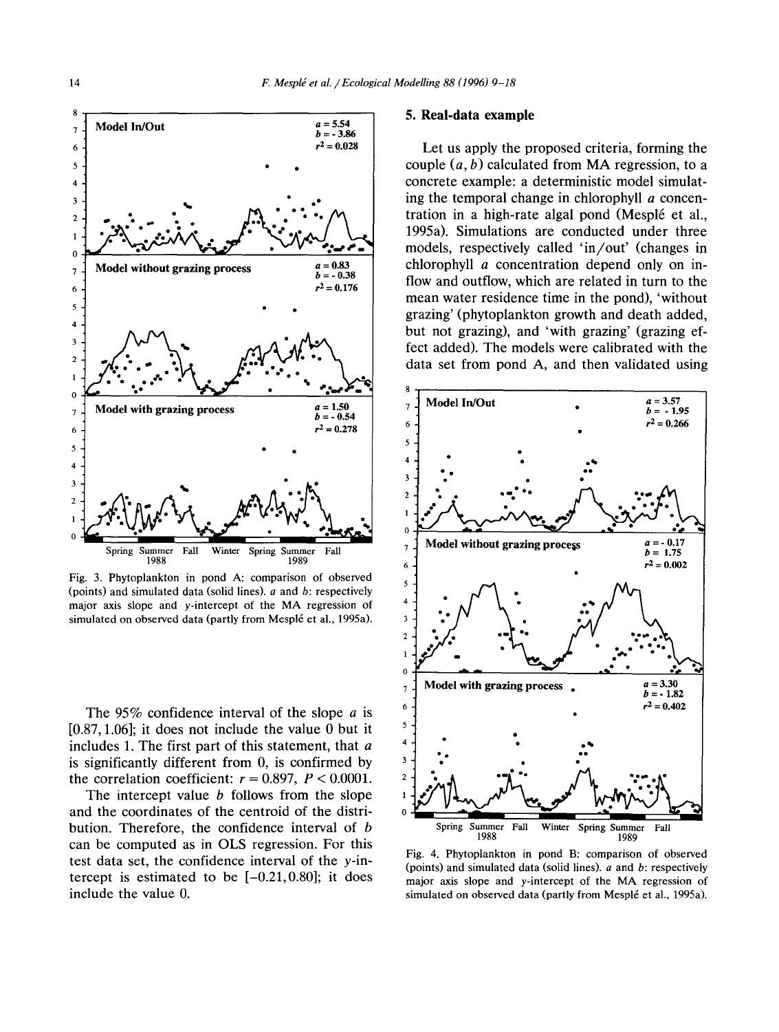Fig. 3. Phytoplankton in pond A: comparison of observed (points) and simulated data (solid lines). $a$ and $b$: respectively major axis slope and $y$-intercept of the MA regression of simulated on observed data (partly from Mesplé et al., 1995a).

The 95% confidence interval of the slope $a$ is $[0.87, 1.06]$; it does not include the value 0 but it includes 1. The first part of this statement, that $a$ is significantly different from 0, is confirmed by the correlation coefficient: $r = 0.897$, $P < 0.0001$.

The intercept value $b$ follows from the slope and the coordinates of the centroid of the distribution. Therefore, the confidence interval of $b$ can be computed as in OLS regression. For this test data set, the confidence interval of the $y$-intercept is estimated to be $[-0.21, 0.80]$; it does include the value 0.

## 5. Real-data example

Let us apply the proposed criteria, forming the couple $(a, b)$ calculated from MA regression, to a concrete example: a deterministic model simulating the temporal change in chlorophyll $a$ concentration in a high-rate algal pond (Mesplé et al., 1995a). Simulations are conducted under three models, respectively called 'in/out' (changes in chlorophyll $a$ concentration depend only on inflow and outflow, which are related in turn to the mean water residence time in the pond), 'without grazing' (phytoplankton growth and death added, but not grazing), and 'with grazing' (grazing effect added). The models were calibrated with the data set from pond A, and then validated using

Fig. 4. Phytoplankton in pond B: comparison of observed (points) and simulated data (solid lines). $a$ and $b$: respectively major axis slope and $y$-intercept of the MA regression of simulated on observed data (partly from Mesplé et al., 1995a).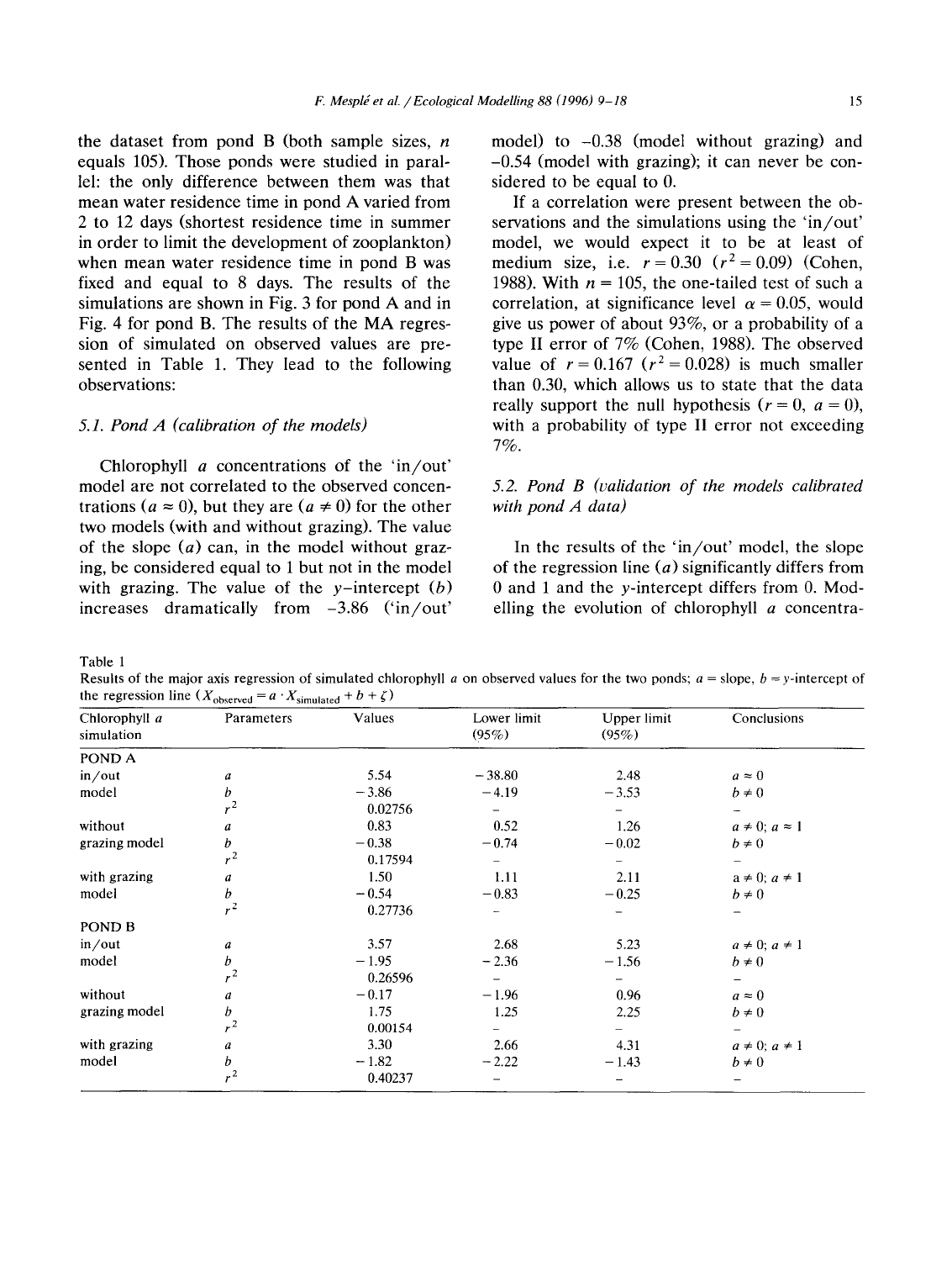the dataset from pond B (both sample sizes, $n$ equals 105). Those ponds were studied in parallel: the only difference between them was that mean water residence time in pond A varied from 2 to 12 days (shortest residence time in summer in order to limit the development of zooplankton) when mean water residence time in pond B was fixed and equal to 8 days. The results of the simulations are shown in Fig. 3 for pond A and in Fig. 4 for pond B. The results of the MA regression of simulated on observed values are presented in Table 1. They lead to the following observations:

### 5.1. Pond A (calibration of the models)

Chlorophyll $a$ concentrations of the 'in/out' model are not correlated to the observed concentrations ($a \approx 0$), but they are ($a \neq 0$) for the other two models (with and without grazing). The value of the slope ($a$) can, in the model without grazing, be considered equal to 1 but not in the model with grazing. The value of the $y$-intercept ($b$) increases dramatically from $-3.86$ ('in/out' model) to $-0.38$ (model without grazing) and $-0.54$ (model with grazing); it can never be considered to be equal to 0.

If a correlation were present between the observations and the simulations using the 'in/out' model, we would expect it to be at least of medium size, i.e. $r = 0.30$ ($r^2 = 0.09$) (Cohen, 1988). With $n = 105$, the one-tailed test of such a correlation, at significance level $\alpha = 0.05$, would give us power of about 93%, or a probability of a type II error of 7% (Cohen, 1988). The observed value of $r = 0.167$ ($r^2 = 0.028$) is much smaller than 0.30, which allows us to state that the data really support the null hypothesis ($r = 0$, $a = 0$), with a probability of type II error not exceeding 7%.

### 5.2. Pond B (validation of the models calibrated with pond A data)

In the results of the 'in/out' model, the slope of the regression line ($a$) significantly differs from 0 and 1 and the $y$-intercept differs from 0. Modelling the evolution of chlorophyll $a$ concentra-

Table 1
Results of the major axis regression of simulated chlorophyll $a$ on observed values for the two ponds; $a$ = slope, $b$ = $y$-intercept of the regression line ($X_{\text{observed}} = a \cdot X_{\text{simulated}} + b + \zeta$)

| Chlorophyll $a$ simulation | Parameters | Values | Lower limit (95%) | Upper limit (95%) | Conclusions |
|---|---|---|---|---|---|
| POND A | | | | | |
| in/out model | $a$ | 5.54 | −38.80 | 2.48 | $a \approx 0$ |
| | $b$ | −3.86 | −4.19 | −3.53 | $b \neq 0$ |
| | $r^2$ | 0.02756 | – | – | – |
| without grazing model | $a$ | 0.83 | 0.52 | 1.26 | $a \neq 0$; $a \approx 1$ |
| | $b$ | −0.38 | −0.74 | −0.02 | $b \neq 0$ |
| | $r^2$ | 0.17594 | – | – | – |
| with grazing model | $a$ | 1.50 | 1.11 | 2.11 | $a \neq 0$; $a \neq 1$ |
| | $b$ | −0.54 | −0.83 | −0.25 | $b \neq 0$ |
| | $r^2$ | 0.27736 | – | – | – |
| POND B | | | | | |
| in/out model | $a$ | 3.57 | 2.68 | 5.23 | $a \neq 0$; $a \neq 1$ |
| | $b$ | −1.95 | −2.36 | −1.56 | $b \neq 0$ |
| | $r^2$ | 0.26596 | – | – | – |
| without grazing model | $a$ | −0.17 | −1.96 | 0.96 | $a \approx 0$ |
| | $b$ | 1.75 | 1.25 | 2.25 | $b \neq 0$ |
| | $r^2$ | 0.00154 | – | – | – |
| with grazing model | $a$ | 3.30 | 2.66 | 4.31 | $a \neq 0$; $a \neq 1$ |
| | $b$ | −1.82 | −2.22 | −1.43 | $b \neq 0$ |
| | $r^2$ | 0.40237 | – | – | – |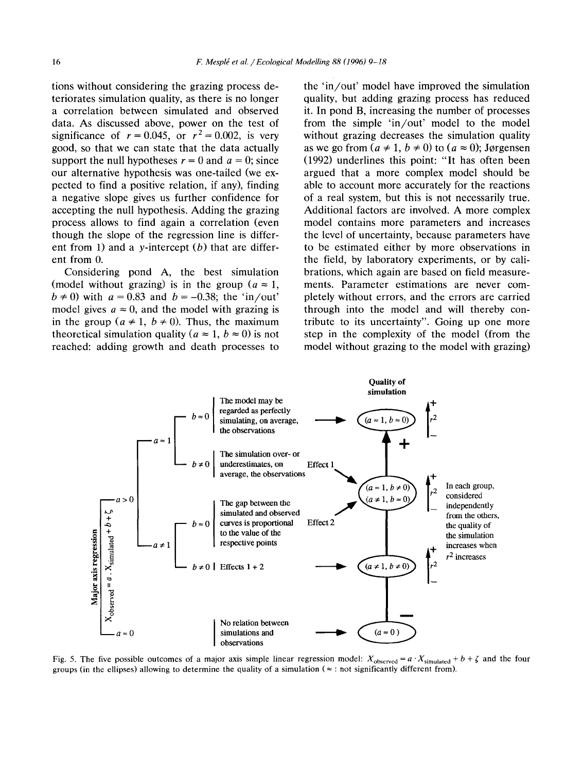tions without considering the grazing process deteriorates simulation quality, as there is no longer a correlation between simulated and observed data. As discussed above, power on the test of significance of $r = 0.045$, or $r^2 = 0.002$, is very good, so that we can state that the data actually support the null hypotheses $r = 0$ and $a = 0$; since our alternative hypothesis was one-tailed (we expected to find a positive relation, if any), finding a negative slope gives us further confidence for accepting the null hypothesis. Adding the grazing process allows to find again a correlation (even though the slope of the regression line is different from 1) and a $y$-intercept ($b$) that are different from 0.

Considering pond A, the best simulation (model without grazing) is in the group ($a \approx 1$, $b \neq 0$) with $a = 0.83$ and $b = -0.38$; the 'in/out' model gives $a \approx 0$, and the model with grazing is in the group ($a \neq 1$, $b \neq 0$). Thus, the maximum theoretical simulation quality ($a \approx 1$, $b \approx 0$) is not reached: adding growth and death processes to the 'in/out' model have improved the simulation quality, but adding grazing process has reduced it. In pond B, increasing the number of processes from the simple 'in/out' model to the model without grazing decreases the simulation quality as we go from ($a \neq 1$, $b \neq 0$) to ($a \approx 0$); Jørgensen (1992) underlines this point: "It has often been argued that a more complex model should be able to account more accurately for the reactions of a real system, but this is not necessarily true. Additional factors are involved. A more complex model contains more parameters and increases the level of uncertainty, because parameters have to be estimated either by more observations in the field, by laboratory experiments, or by calibrations, which again are based on field measurements. Parameter estimations are never completely without errors, and the errors are carried through into the model and will thereby contribute to its uncertainty". Going up one more step in the complexity of the model (from the model without grazing to the model with grazing)

Major axis regression: $X_{observed} = a \cdot X_{simulated} + b + \zeta$

- $a > 0$
  - $a \approx 1$
    - $b \approx 0$: The model may be regarded as perfectly simulating, on average, the observations → ($a \approx 1$, $b \approx 0$)
    - $b \neq 0$: The simulation over- or underestimates, on average, the observations (Effect 1) → ($a \approx 1$, $b \neq 0$)
  - $a \neq 1$
    - $b \approx 0$: The gap between the simulated and observed curves is proportional to the value of the respective points (Effect 2) → ($a \neq 1$, $b \approx 0$)
    - $b \neq 0$: Effects 1 + 2 → ($a \neq 1$, $b \neq 0$)
- $a \approx 0$: No relation between simulations and observations → ($a \approx 0$)

Quality of simulation (from + to −): ($a \approx 1$, $b \approx 0$); ($a \approx 1$, $b \neq 0$) / ($a \neq 1$, $b \approx 0$); ($a \neq 1$, $b \neq 0$); ($a \approx 0$).

In each group, considered independently from the others, the quality of the simulation increases when $r^2$ increases.

Fig. 5. The five possible outcomes of a major axis simple linear regression model: $X_{observed} = a \cdot X_{simulated} + b + \zeta$ and the four groups (in the ellipses) allowing to determine the quality of a simulation ($\approx$ : not significantly different from).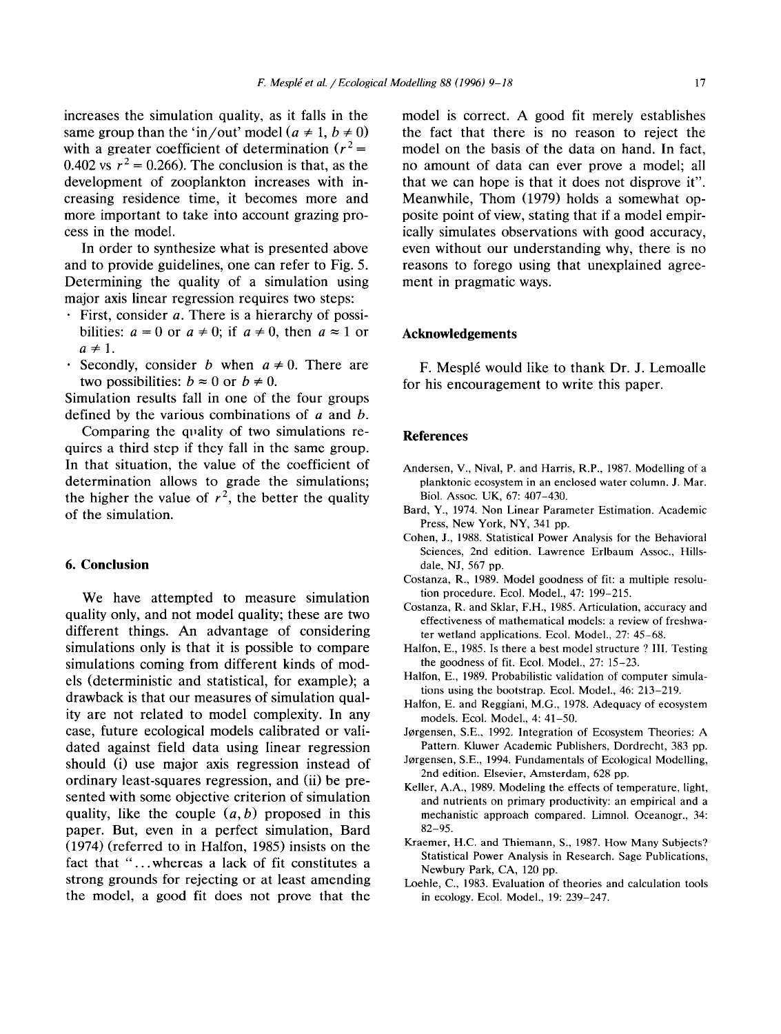increases the simulation quality, as it falls in the same group than the 'in/out' model ($a \neq 1$, $b \neq 0$) with a greater coefficient of determination ($r^2 = 0.402$ vs $r^2 = 0.266$). The conclusion is that, as the development of zooplankton increases with increasing residence time, it becomes more and more important to take into account grazing process in the model.

In order to synthesize what is presented above and to provide guidelines, one can refer to Fig. 5. Determining the quality of a simulation using major axis linear regression requires two steps:

- First, consider $a$. There is a hierarchy of possibilities: $a = 0$ or $a \neq 0$; if $a \neq 0$, then $a \approx 1$ or $a \neq 1$.
- Secondly, consider $b$ when $a \neq 0$. There are two possibilities: $b \approx 0$ or $b \neq 0$.

Simulation results fall in one of the four groups defined by the various combinations of $a$ and $b$.

Comparing the quality of two simulations requires a third step if they fall in the same group. In that situation, the value of the coefficient of determination allows to grade the simulations; the higher the value of $r^2$, the better the quality of the simulation.

## 6. Conclusion

We have attempted to measure simulation quality only, and not model quality; these are two different things. An advantage of considering simulations only is that it is possible to compare simulations coming from different kinds of models (deterministic and statistical, for example); a drawback is that our measures of simulation quality are not related to model complexity. In any case, future ecological models calibrated or validated against field data using linear regression should (i) use major axis regression instead of ordinary least-squares regression, and (ii) be presented with some objective criterion of simulation quality, like the couple $(a, b)$ proposed in this paper. But, even in a perfect simulation, Bard (1974) (referred to in Halfon, 1985) insists on the fact that "...whereas a lack of fit constitutes a strong grounds for rejecting or at least amending the model, a good fit does not prove that the model is correct. A good fit merely establishes the fact that there is no reason to reject the model on the basis of the data on hand. In fact, no amount of data can ever prove a model; all that we can hope is that it does not disprove it". Meanwhile, Thom (1979) holds a somewhat opposite point of view, stating that if a model empirically simulates observations with good accuracy, even without our understanding why, there is no reasons to forego using that unexplained agreement in pragmatic ways.

## Acknowledgements

F. Mesplé would like to thank Dr. J. Lemoalle for his encouragement to write this paper.

## References

Andersen, V., Nival, P. and Harris, R.P., 1987. Modelling of a planktonic ecosystem in an enclosed water column. J. Mar. Biol. Assoc. UK, 67: 407–430.

Bard, Y., 1974. Non Linear Parameter Estimation. Academic Press, New York, NY, 341 pp.

Cohen, J., 1988. Statistical Power Analysis for the Behavioral Sciences, 2nd edition. Lawrence Erlbaum Assoc., Hillsdale, NJ, 567 pp.

Costanza, R., 1989. Model goodness of fit: a multiple resolution procedure. Ecol. Model., 47: 199–215.

Costanza, R. and Sklar, F.H., 1985. Articulation, accuracy and effectiveness of mathematical models: a review of freshwater wetland applications. Ecol. Model., 27: 45–68.

Halfon, E., 1985. Is there a best model structure ? III. Testing the goodness of fit. Ecol. Model., 27: 15–23.

Halfon, E., 1989. Probabilistic validation of computer simulations using the bootstrap. Ecol. Model., 46: 213–219.

Halfon, E. and Reggiani, M.G., 1978. Adequacy of ecosystem models. Ecol. Model., 4: 41–50.

Jørgensen, S.E., 1992. Integration of Ecosystem Theories: A Pattern. Kluwer Academic Publishers, Dordrecht, 383 pp.

Jørgensen, S.E., 1994. Fundamentals of Ecological Modelling, 2nd edition. Elsevier, Amsterdam, 628 pp.

Keller, A.A., 1989. Modeling the effects of temperature, light, and nutrients on primary productivity: an empirical and a mechanistic approach compared. Limnol. Oceanogr., 34: 82–95.

Kraemer, H.C. and Thiemann, S., 1987. How Many Subjects? Statistical Power Analysis in Research. Sage Publications, Newbury Park, CA, 120 pp.

Loehle, C., 1983. Evaluation of theories and calculation tools in ecology. Ecol. Model., 19: 239–247.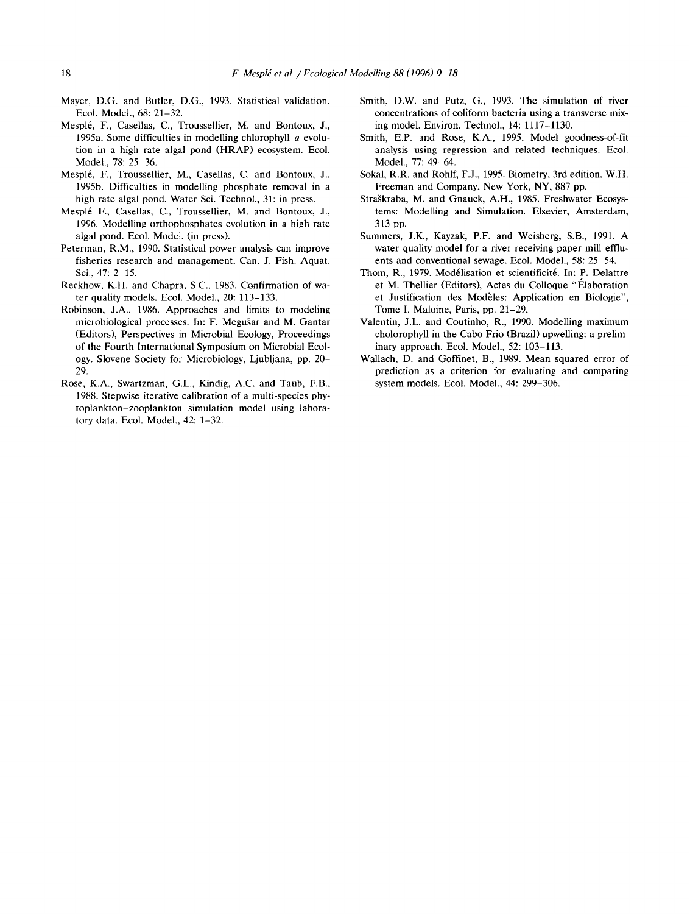Mayer, D.G. and Butler, D.G., 1993. Statistical validation. Ecol. Model., 68: 21–32.

Mesplé, F., Casellas, C., Troussellier, M. and Bontoux, J., 1995a. Some difficulties in modelling chlorophyll *a* evolution in a high rate algal pond (HRAP) ecosystem. Ecol. Model., 78: 25–36.

Mesplé, F., Troussellier, M., Casellas, C. and Bontoux, J., 1995b. Difficulties in modelling phosphate removal in a high rate algal pond. Water Sci. Technol., 31: in press.

Mesplé F., Casellas, C., Troussellier, M. and Bontoux, J., 1996. Modelling orthophosphates evolution in a high rate algal pond. Ecol. Model. (in press).

Peterman, R.M., 1990. Statistical power analysis can improve fisheries research and management. Can. J. Fish. Aquat. Sci., 47: 2–15.

Reckhow, K.H. and Chapra, S.C., 1983. Confirmation of water quality models. Ecol. Model., 20: 113–133.

Robinson, J.A., 1986. Approaches and limits to modeling microbiological processes. In: F. Megušar and M. Gantar (Editors), Perspectives in Microbial Ecology, Proceedings of the Fourth International Symposium on Microbial Ecology. Slovene Society for Microbiology, Ljubljana, pp. 20–29.

Rose, K.A., Swartzman, G.L., Kindig, A.C. and Taub, F.B., 1988. Stepwise iterative calibration of a multi-species phytoplankton–zooplankton simulation model using laboratory data. Ecol. Model., 42: 1–32.

Smith, D.W. and Putz, G., 1993. The simulation of river concentrations of coliform bacteria using a transverse mixing model. Environ. Technol., 14: 1117–1130.

Smith, E.P. and Rose, K.A., 1995. Model goodness-of-fit analysis using regression and related techniques. Ecol. Model., 77: 49–64.

Sokal, R.R. and Rohlf, F.J., 1995. Biometry, 3rd edition. W.H. Freeman and Company, New York, NY, 887 pp.

Straškraba, M. and Gnauck, A.H., 1985. Freshwater Ecosystems: Modelling and Simulation. Elsevier, Amsterdam, 313 pp.

Summers, J.K., Kayzak, P.F. and Weisberg, S.B., 1991. A water quality model for a river receiving paper mill effluents and conventional sewage. Ecol. Model., 58: 25–54.

Thom, R., 1979. Modélisation et scientificité. In: P. Delattre et M. Thellier (Editors), Actes du Colloque "Élaboration et Justification des Modèles: Application en Biologie", Tome I. Maloine, Paris, pp. 21–29.

Valentin, J.L. and Coutinho, R., 1990. Modelling maximum cholorophyll in the Cabo Frio (Brazil) upwelling: a preliminary approach. Ecol. Model., 52: 103–113.

Wallach, D. and Goffinet, B., 1989. Mean squared error of prediction as a criterion for evaluating and comparing system models. Ecol. Model., 44: 299–306.